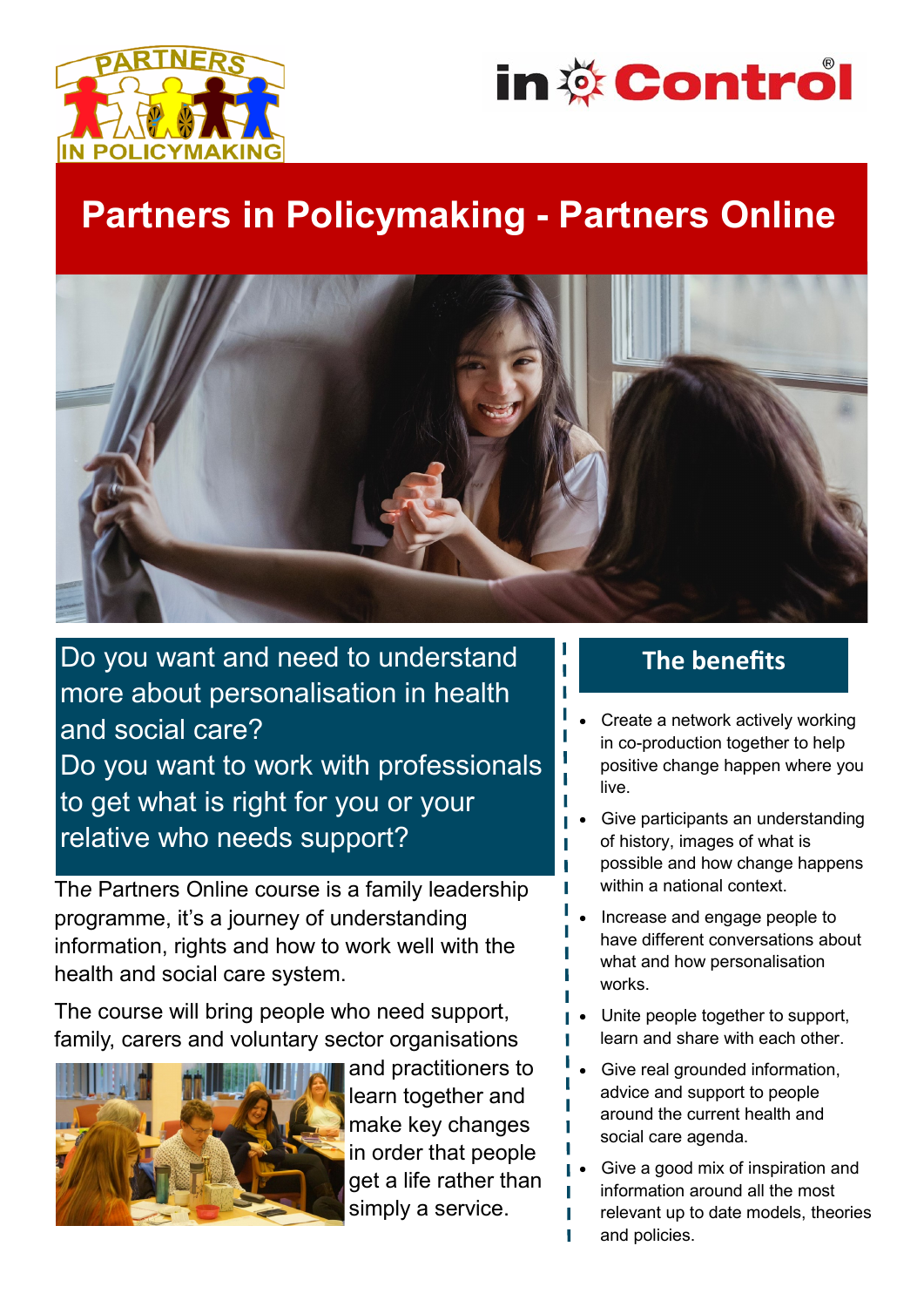# Partners in Policymaking - Partners Online

Do you want and need to understand more about personalisation in health and social care?
Do you want to work with professionals to get what is right for you or your relative who needs support?

The Partners Online course is a family leadership programme, it's a journey of understanding information, rights and how to work well with the health and social care system.

The course will bring people who need support, family, carers and voluntary sector organisations and practitioners to learn together and make key changes in order that people get a life rather than simply a service.

## The benefits

- Create a network actively working in co-production together to help positive change happen where you live.
- Give participants an understanding of history, images of what is possible and how change happens within a national context.
- Increase and engage people to have different conversations about what and how personalisation works.
- Unite people together to support, learn and share with each other.
- Give real grounded information, advice and support to people around the current health and social care agenda.
- Give a good mix of inspiration and information around all the most relevant up to date models, theories and policies.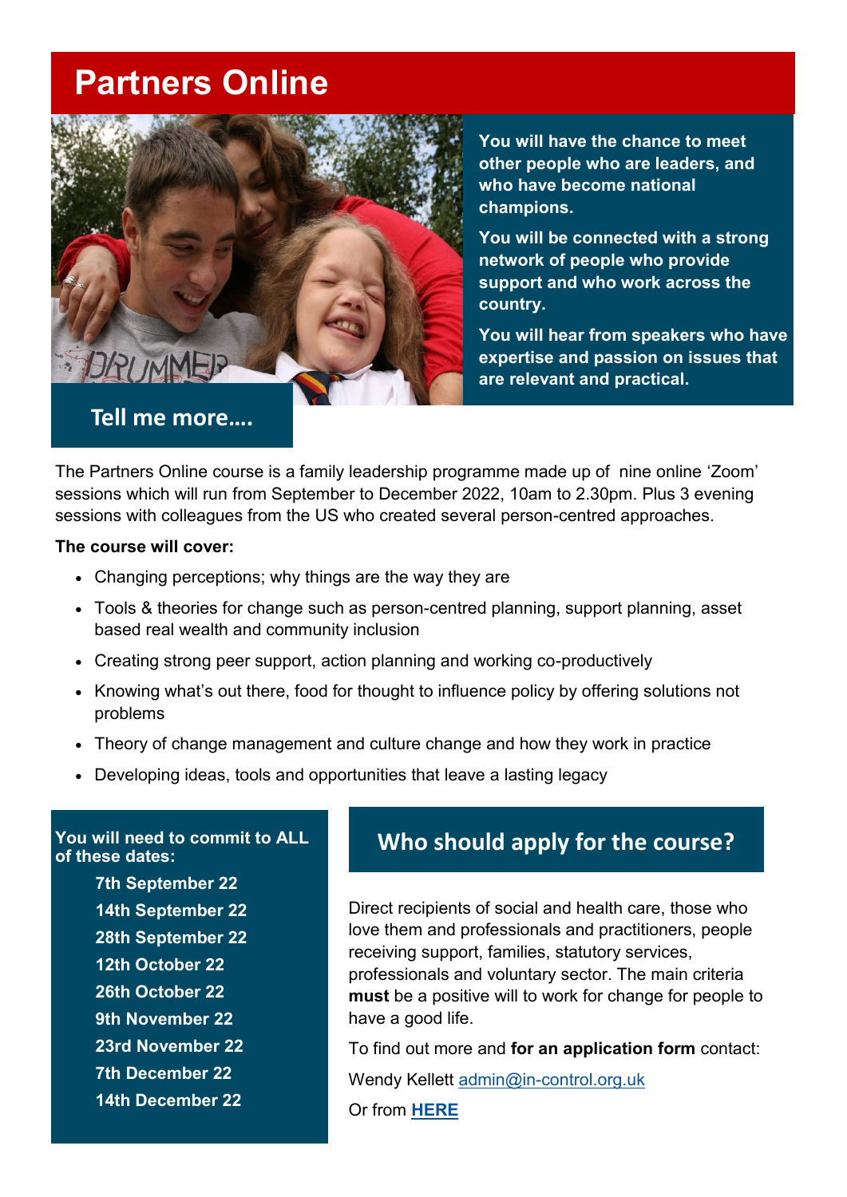# Partners Online

**You will have the chance to meet other people who are leaders, and who have become national champions.**

**You will be connected with a strong network of people who provide support and who work across the country.**

**You will hear from speakers who have expertise and passion on issues that are relevant and practical.**

## Tell me more....

The Partners Online course is a family leadership programme made up of nine online 'Zoom' sessions which will run from September to December 2022, 10am to 2.30pm. Plus 3 evening sessions with colleagues from the US who created several person-centred approaches.

**The course will cover:**

- Changing perceptions; why things are the way they are
- Tools & theories for change such as person-centred planning, support planning, asset based real wealth and community inclusion
- Creating strong peer support, action planning and working co-productively
- Knowing what's out there, food for thought to influence policy by offering solutions not problems
- Theory of change management and culture change and how they work in practice
- Developing ideas, tools and opportunities that leave a lasting legacy

**You will need to commit to ALL of these dates:**

**7th September 22**
**14th September 22**
**28th September 22**
**12th October 22**
**26th October 22**
**9th November 22**
**23rd November 22**
**7th December 22**
**14th December 22**

## Who should apply for the course?

Direct recipients of social and health care, those who love them and professionals and practitioners, people receiving support, families, statutory services, professionals and voluntary sector. The main criteria **must** be a positive will to work for change for people to have a good life.

To find out more and **for an application form** contact:

Wendy Kellett admin@in-control.org.uk

Or from **HERE**